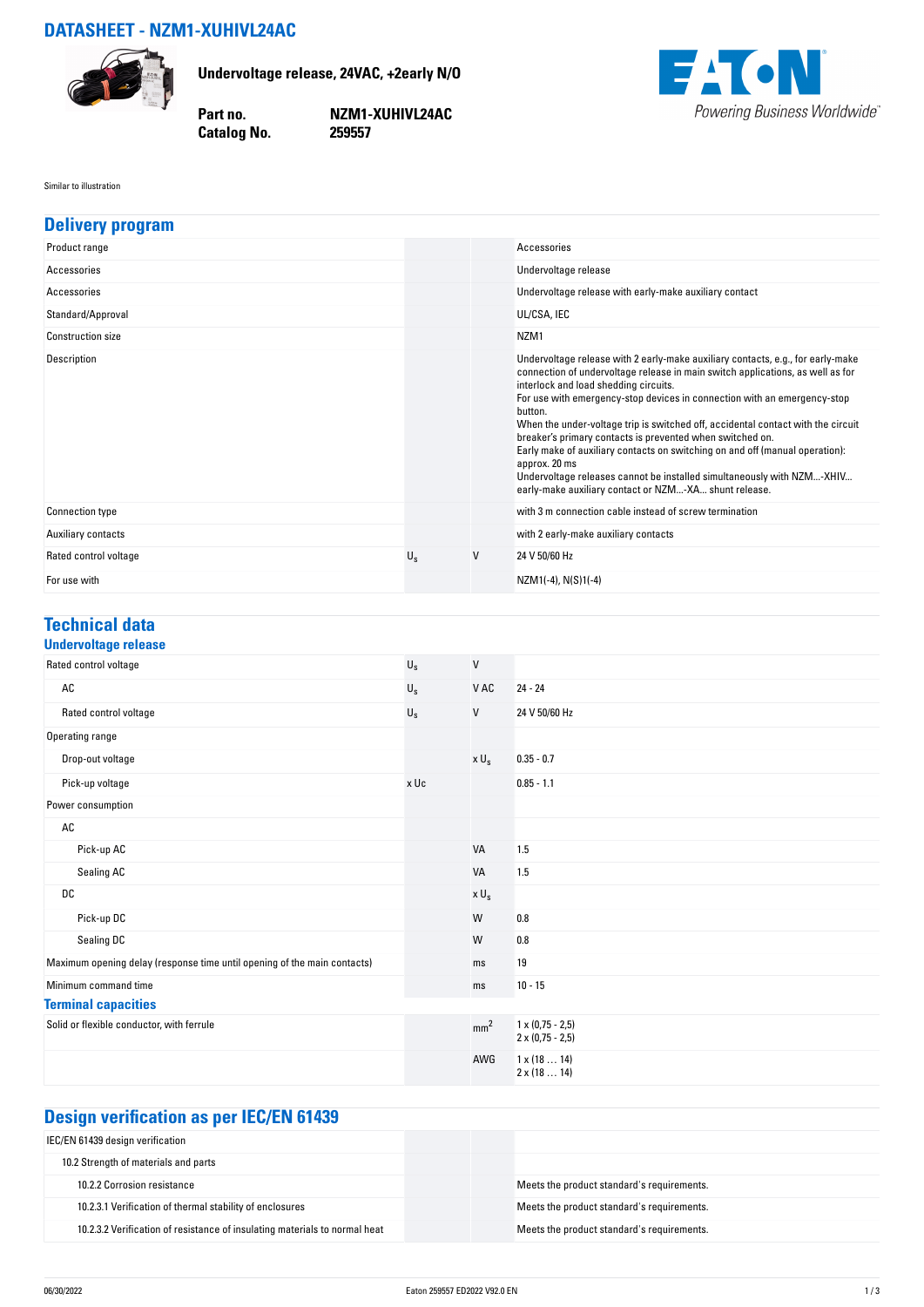# DATASHEET - NZM1-XUHIVL24AC

**Undervoltage release, 24VAC, +2early N/O**

| | |
|---|---|
| **Part no.** | **NZM1-XUHIVL24AC** |
| **Catalog No.** | **259557** |

Similar to illustration

## Delivery program

| | | | |
|---|---|---|---|
| Product range | | | Accessories |
| Accessories | | | Undervoltage release |
| Accessories | | | Undervoltage release with early-make auxiliary contact |
| Standard/Approval | | | UL/CSA, IEC |
| Construction size | | | NZM1 |
| Description | | | Undervoltage release with 2 early-make auxiliary contacts, e.g., for early-make connection of undervoltage release in main switch applications, as well as for interlock and load shedding circuits.<br>For use with emergency-stop devices in connection with an emergency-stop button.<br>When the under-voltage trip is switched off, accidental contact with the circuit breaker's primary contacts is prevented when switched on.<br>Early make of auxiliary contacts on switching on and off (manual operation): approx. 20 ms<br>Undervoltage releases cannot be installed simultaneously with NZM...-XHIV... early-make auxiliary contact or NZM...-XA... shunt release. |
| Connection type | | | with 3 m connection cable instead of screw termination |
| Auxiliary contacts | | | with 2 early-make auxiliary contacts |
| Rated control voltage | $U_s$ | V | 24 V 50/60 Hz |
| For use with | | | NZM1(-4), N(S)1(-4) |

## Technical data

### Undervoltage release

| | | | |
|---|---|---|---|
| Rated control voltage | $U_s$ | V | |
| AC | $U_s$ | V AC | 24 - 24 |
| Rated control voltage | $U_s$ | V | 24 V 50/60 Hz |
| Operating range | | | |
| Drop-out voltage | | x $U_s$ | 0.35 - 0.7 |
| Pick-up voltage | x Uc | | 0.85 - 1.1 |
| Power consumption | | | |
| AC | | | |
| Pick-up AC | | VA | 1.5 |
| Sealing AC | | VA | 1.5 |
| DC | | x $U_s$ | |
| Pick-up DC | | W | 0.8 |
| Sealing DC | | W | 0.8 |
| Maximum opening delay (response time until opening of the main contacts) | | ms | 19 |
| Minimum command time | | ms | 10 - 15 |

### Terminal capacities

| | | | |
|---|---|---|---|
| Solid or flexible conductor, with ferrule | | $mm^2$ | 1 x (0,75 - 2,5)<br>2 x (0,75 - 2,5) |
| | | AWG | 1 x (18 … 14)<br>2 x (18 … 14) |

## Design verification as per IEC/EN 61439

| | | | |
|---|---|---|---|
| IEC/EN 61439 design verification | | | |
| 10.2 Strength of materials and parts | | | |
| 10.2.2 Corrosion resistance | | | Meets the product standard's requirements. |
| 10.2.3.1 Verification of thermal stability of enclosures | | | Meets the product standard's requirements. |
| 10.2.3.2 Verification of resistance of insulating materials to normal heat | | | Meets the product standard's requirements. |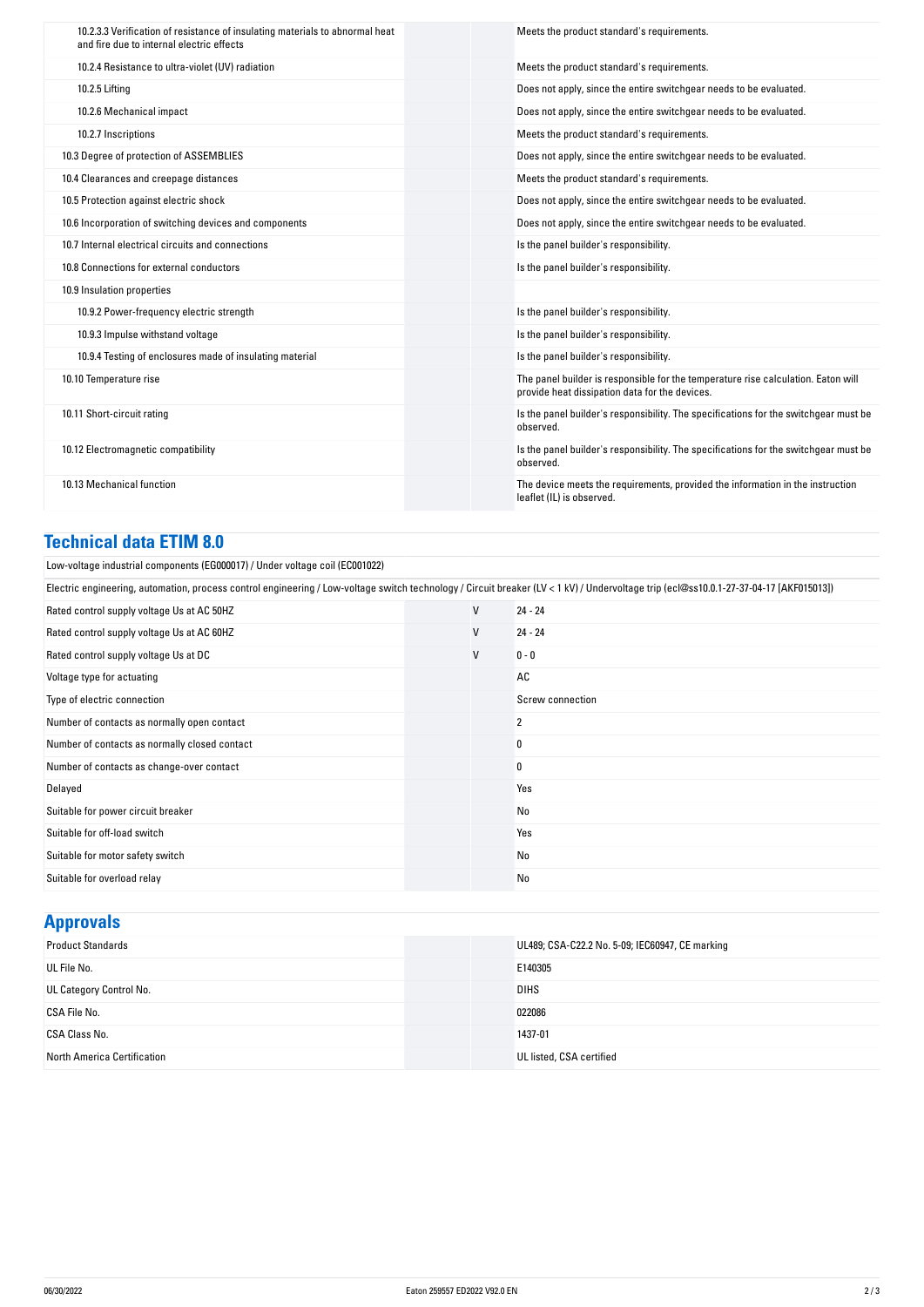| | | | |
|---|---|---|---|
| 10.2.3.3 Verification of resistance of insulating materials to abnormal heat and fire due to internal electric effects | | | Meets the product standard's requirements. |
| 10.2.4 Resistance to ultra-violet (UV) radiation | | | Meets the product standard's requirements. |
| 10.2.5 Lifting | | | Does not apply, since the entire switchgear needs to be evaluated. |
| 10.2.6 Mechanical impact | | | Does not apply, since the entire switchgear needs to be evaluated. |
| 10.2.7 Inscriptions | | | Meets the product standard's requirements. |
| 10.3 Degree of protection of ASSEMBLIES | | | Does not apply, since the entire switchgear needs to be evaluated. |
| 10.4 Clearances and creepage distances | | | Meets the product standard's requirements. |
| 10.5 Protection against electric shock | | | Does not apply, since the entire switchgear needs to be evaluated. |
| 10.6 Incorporation of switching devices and components | | | Does not apply, since the entire switchgear needs to be evaluated. |
| 10.7 Internal electrical circuits and connections | | | Is the panel builder's responsibility. |
| 10.8 Connections for external conductors | | | Is the panel builder's responsibility. |
| 10.9 Insulation properties | | | |
| 10.9.2 Power-frequency electric strength | | | Is the panel builder's responsibility. |
| 10.9.3 Impulse withstand voltage | | | Is the panel builder's responsibility. |
| 10.9.4 Testing of enclosures made of insulating material | | | Is the panel builder's responsibility. |
| 10.10 Temperature rise | | | The panel builder is responsible for the temperature rise calculation. Eaton will provide heat dissipation data for the devices. |
| 10.11 Short-circuit rating | | | Is the panel builder's responsibility. The specifications for the switchgear must be observed. |
| 10.12 Electromagnetic compatibility | | | Is the panel builder's responsibility. The specifications for the switchgear must be observed. |
| 10.13 Mechanical function | | | The device meets the requirements, provided the information in the instruction leaflet (IL) is observed. |

## Technical data ETIM 8.0

Low-voltage industrial components (EG000017) / Under voltage coil (EC001022)

Electric engineering, automation, process control engineering / Low-voltage switch technology / Circuit breaker (LV < 1 kV) / Undervoltage trip (ecl@ss10.0.1-27-37-04-17 [AKF015013])

| | | |
|---|---|---|
| Rated control supply voltage Us at AC 50HZ | V | 24 - 24 |
| Rated control supply voltage Us at AC 60HZ | V | 24 - 24 |
| Rated control supply voltage Us at DC | V | 0 - 0 |
| Voltage type for actuating | | AC |
| Type of electric connection | | Screw connection |
| Number of contacts as normally open contact | | 2 |
| Number of contacts as normally closed contact | | 0 |
| Number of contacts as change-over contact | | 0 |
| Delayed | | Yes |
| Suitable for power circuit breaker | | No |
| Suitable for off-load switch | | Yes |
| Suitable for motor safety switch | | No |
| Suitable for overload relay | | No |

## Approvals

| | |
|---|---|
| Product Standards | UL489; CSA-C22.2 No. 5-09; IEC60947, CE marking |
| UL File No. | E140305 |
| UL Category Control No. | DIHS |
| CSA File No. | 022086 |
| CSA Class No. | 1437-01 |
| North America Certification | UL listed, CSA certified |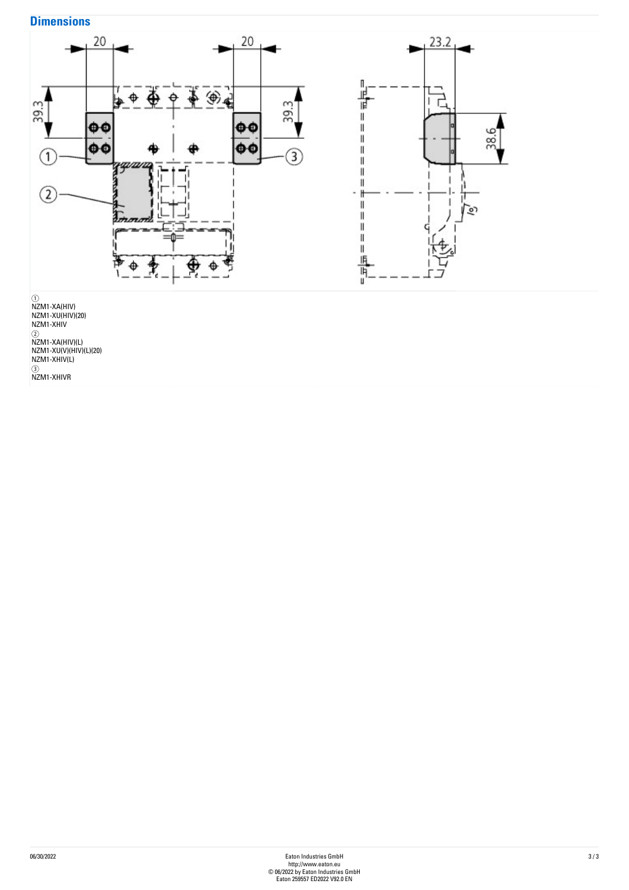## Dimensions

20

20

23.2

39.3

39.3

38.6

①

②

③

①
NZM1-XA(HIV)
NZM1-XU(HIV)(20)
NZM1-XHIV
②
NZM1-XA(HIV)(L)
NZM1-XU(V)(HIV)(L)(20)
NZM1-XHIV(L)
③
NZM1-XHIVR